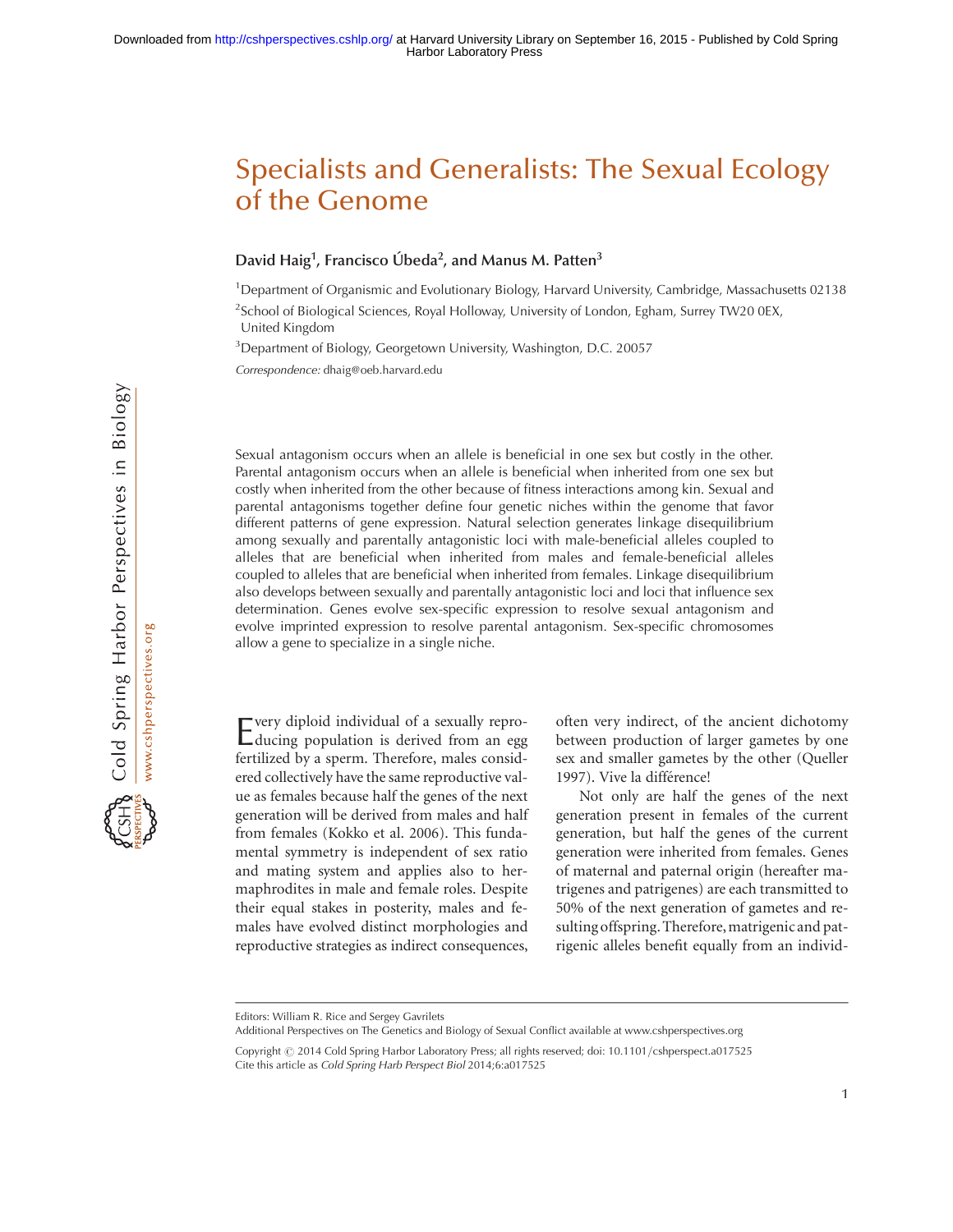# Specialists and Generalists: The Sexual Ecology of the Genome

**David Haig[1], Francisco Úbeda[2], and Manus M. Patten[3]**

[1]Department of Organismic and Evolutionary Biology, Harvard University, Cambridge, Massachusetts 02138

[2]School of Biological Sciences, Royal Holloway, University of London, Egham, Surrey TW20 0EX, United Kingdom

[3]Department of Biology, Georgetown University, Washington, D.C. 20057

*Correspondence:* dhaig@oeb.harvard.edu

Sexual antagonism occurs when an allele is beneficial in one sex but costly in the other. Parental antagonism occurs when an allele is beneficial when inherited from one sex but costly when inherited from the other because of fitness interactions among kin. Sexual and parental antagonisms together define four genetic niches within the genome that favor different patterns of gene expression. Natural selection generates linkage disequilibrium among sexually and parentally antagonistic loci with male-beneficial alleles coupled to alleles that are beneficial when inherited from males and female-beneficial alleles coupled to alleles that are beneficial when inherited from females. Linkage disequilibrium also develops between sexually and parentally antagonistic loci and loci that influence sex determination. Genes evolve sex-specific expression to resolve sexual antagonism and evolve imprinted expression to resolve parental antagonism. Sex-specific chromosomes allow a gene to specialize in a single niche.

Every diploid individual of a sexually reproducing population is derived from an egg fertilized by a sperm. Therefore, males considered collectively have the same reproductive value as females because half the genes of the next generation will be derived from males and half from females (Kokko et al. 2006). This fundamental symmetry is independent of sex ratio and mating system and applies also to hermaphrodites in male and female roles. Despite their equal stakes in posterity, males and females have evolved distinct morphologies and reproductive strategies as indirect consequences, often very indirect, of the ancient dichotomy between production of larger gametes by one sex and smaller gametes by the other (Queller 1997). Vive la différence!

Not only are half the genes of the next generation present in females of the current generation, but half the genes of the current generation were inherited from females. Genes of maternal and paternal origin (hereafter matrigenes and patrigenes) are each transmitted to 50% of the next generation of gametes and resulting offspring. Therefore, matrigenic and patrigenic alleles benefit equally from an individ-

Editors: William R. Rice and Sergey Gavrilets

Additional Perspectives on The Genetics and Biology of Sexual Conflict available at www.cshperspectives.org

Copyright © 2014 Cold Spring Harbor Laboratory Press; all rights reserved; doi: 10.1101/cshperspect.a017525

Cite this article as *Cold Spring Harb Perspect Biol* 2014;6:a017525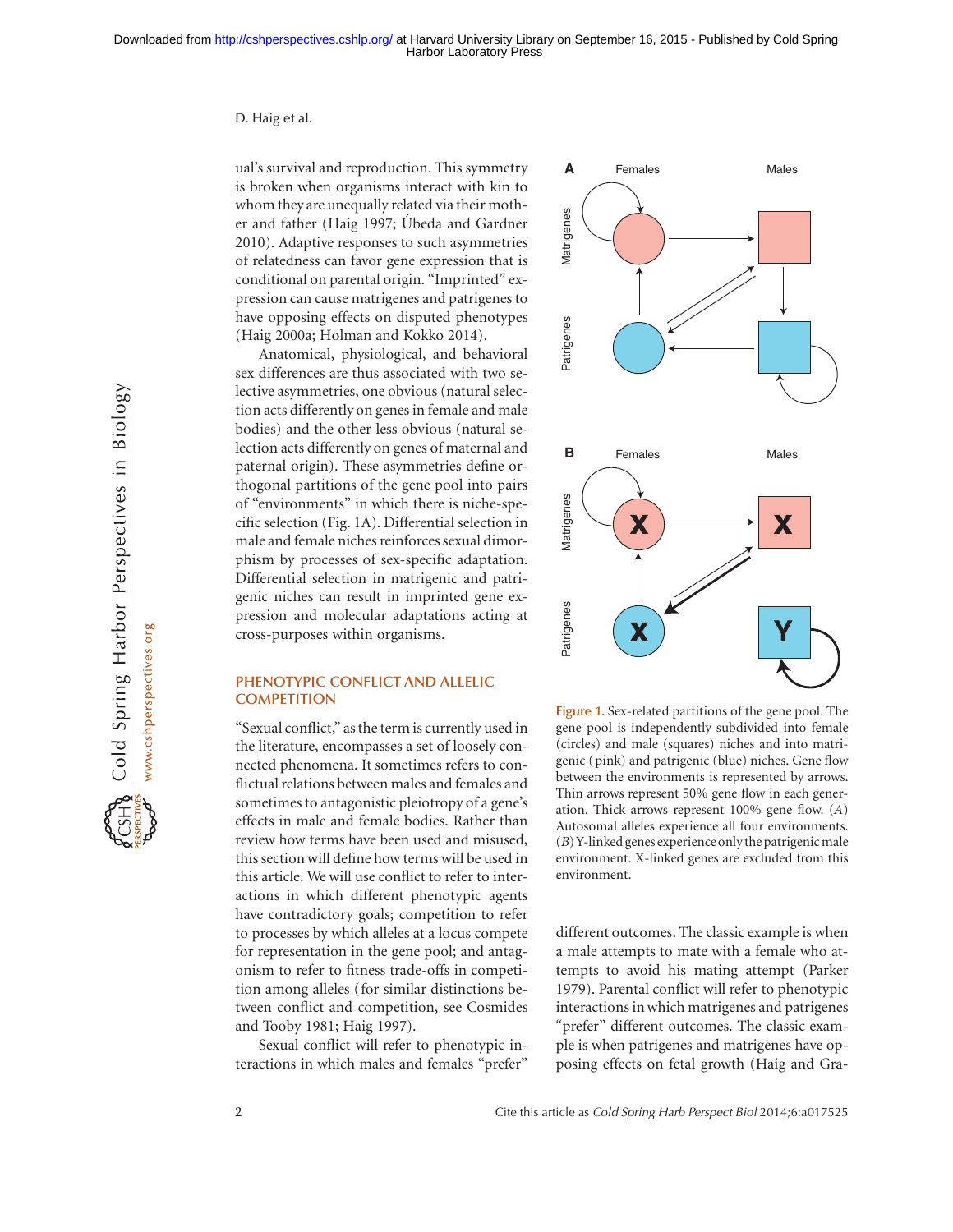ual's survival and reproduction. This symmetry is broken when organisms interact with kin to whom they are unequally related via their mother and father (Haig 1997; Úbeda and Gardner 2010). Adaptive responses to such asymmetries of relatedness can favor gene expression that is conditional on parental origin. "Imprinted" expression can cause matrigenes and patrigenes to have opposing effects on disputed phenotypes (Haig 2000a; Holman and Kokko 2014).

Anatomical, physiological, and behavioral sex differences are thus associated with two selective asymmetries, one obvious (natural selection acts differently on genes in female and male bodies) and the other less obvious (natural selection acts differently on genes of maternal and paternal origin). These asymmetries define orthogonal partitions of the gene pool into pairs of "environments" in which there is niche-specific selection (Fig. 1A). Differential selection in male and female niches reinforces sexual dimorphism by processes of sex-specific adaptation. Differential selection in matrigenic and patrigenic niches can result in imprinted gene expression and molecular adaptations acting at cross-purposes within organisms.

## PHENOTYPIC CONFLICT AND ALLELIC COMPETITION

"Sexual conflict," as the term is currently used in the literature, encompasses a set of loosely connected phenomena. It sometimes refers to conflictual relations between males and females and sometimes to antagonistic pleiotropy of a gene's effects in male and female bodies. Rather than review how terms have been used and misused, this section will define how terms will be used in this article. We will use conflict to refer to interactions in which different phenotypic agents have contradictory goals; competition to refer to processes by which alleles at a locus compete for representation in the gene pool; and antagonism to refer to fitness trade-offs in competition among alleles (for similar distinctions between conflict and competition, see Cosmides and Tooby 1981; Haig 1997).

Sexual conflict will refer to phenotypic interactions in which males and females "prefer" different outcomes. The classic example is when a male attempts to mate with a female who attempts to avoid his mating attempt (Parker 1979). Parental conflict will refer to phenotypic interactions in which matrigenes and patrigenes "prefer" different outcomes. The classic example is when patrigenes and matrigenes have opposing effects on fetal growth (Haig and Gra-

**Figure 1.** Sex-related partitions of the gene pool. The gene pool is independently subdivided into female (circles) and male (squares) niches and into matrigenic (pink) and patrigenic (blue) niches. Gene flow between the environments is represented by arrows. Thin arrows represent 50% gene flow in each generation. Thick arrows represent 100% gene flow. (*A*) Autosomal alleles experience all four environments. (*B*) Y-linked genes experience only the patrigenic male environment. X-linked genes are excluded from this environment.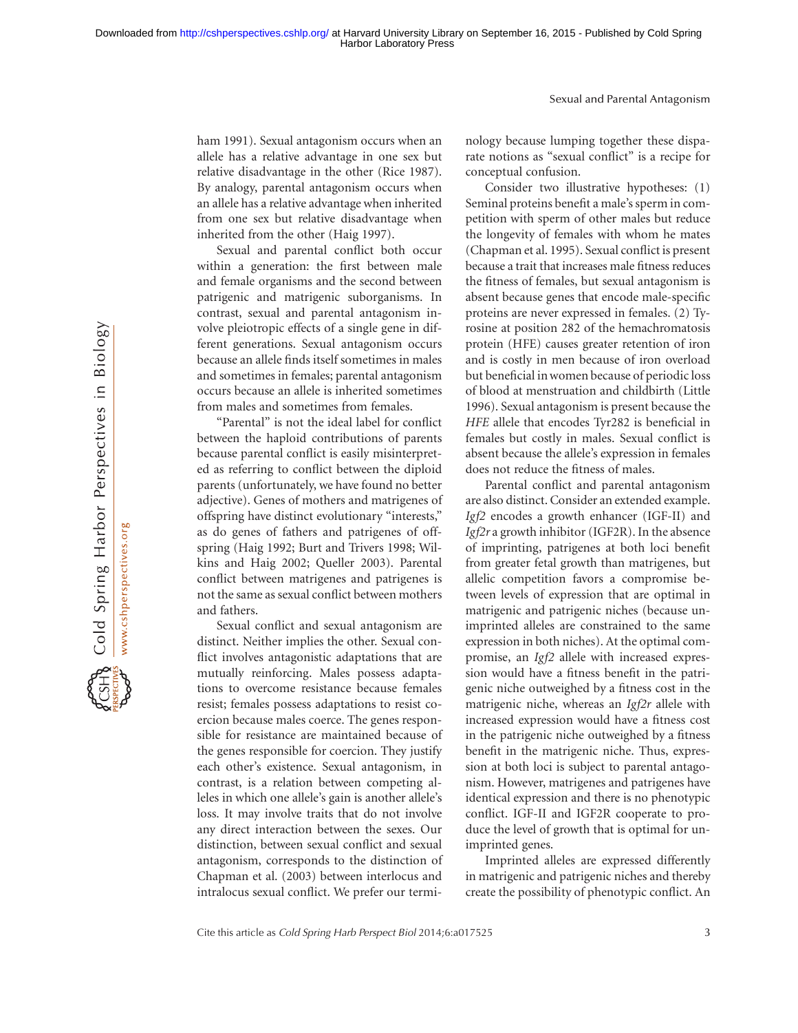ham 1991). Sexual antagonism occurs when an allele has a relative advantage in one sex but relative disadvantage in the other (Rice 1987). By analogy, parental antagonism occurs when an allele has a relative advantage when inherited from one sex but relative disadvantage when inherited from the other (Haig 1997).

Sexual and parental conflict both occur within a generation: the first between male and female organisms and the second between patrigenic and matrigenic suborganisms. In contrast, sexual and parental antagonism involve pleiotropic effects of a single gene in different generations. Sexual antagonism occurs because an allele finds itself sometimes in males and sometimes in females; parental antagonism occurs because an allele is inherited sometimes from males and sometimes from females.

"Parental" is not the ideal label for conflict between the haploid contributions of parents because parental conflict is easily misinterpreted as referring to conflict between the diploid parents (unfortunately, we have found no better adjective). Genes of mothers and matrigenes of offspring have distinct evolutionary "interests," as do genes of fathers and patrigenes of offspring (Haig 1992; Burt and Trivers 1998; Wilkins and Haig 2002; Queller 2003). Parental conflict between matrigenes and patrigenes is not the same as sexual conflict between mothers and fathers.

Sexual conflict and sexual antagonism are distinct. Neither implies the other. Sexual conflict involves antagonistic adaptations that are mutually reinforcing. Males possess adaptations to overcome resistance because females resist; females possess adaptations to resist coercion because males coerce. The genes responsible for resistance are maintained because of the genes responsible for coercion. They justify each other's existence. Sexual antagonism, in contrast, is a relation between competing alleles in which one allele's gain is another allele's loss. It may involve traits that do not involve any direct interaction between the sexes. Our distinction, between sexual conflict and sexual antagonism, corresponds to the distinction of Chapman et al. (2003) between interlocus and intralocus sexual conflict. We prefer our terminology because lumping together these disparate notions as "sexual conflict" is a recipe for conceptual confusion.

Consider two illustrative hypotheses: (1) Seminal proteins benefit a male's sperm in competition with sperm of other males but reduce the longevity of females with whom he mates (Chapman et al. 1995). Sexual conflict is present because a trait that increases male fitness reduces the fitness of females, but sexual antagonism is absent because genes that encode male-specific proteins are never expressed in females. (2) Tyrosine at position 282 of the hemachromatosis protein (HFE) causes greater retention of iron and is costly in men because of iron overload but beneficial in women because of periodic loss of blood at menstruation and childbirth (Little 1996). Sexual antagonism is present because the *HFE* allele that encodes Tyr282 is beneficial in females but costly in males. Sexual conflict is absent because the allele's expression in females does not reduce the fitness of males.

Parental conflict and parental antagonism are also distinct. Consider an extended example. *Igf2* encodes a growth enhancer (IGF-II) and *Igf2r* a growth inhibitor (IGF2R). In the absence of imprinting, patrigenes at both loci benefit from greater fetal growth than matrigenes, but allelic competition favors a compromise between levels of expression that are optimal in matrigenic and patrigenic niches (because unimprinted alleles are constrained to the same expression in both niches). At the optimal compromise, an *Igf2* allele with increased expression would have a fitness benefit in the patrigenic niche outweighed by a fitness cost in the matrigenic niche, whereas an *Igf2r* allele with increased expression would have a fitness cost in the patrigenic niche outweighed by a fitness benefit in the matrigenic niche. Thus, expression at both loci is subject to parental antagonism. However, matrigenes and patrigenes have identical expression and there is no phenotypic conflict. IGF-II and IGF2R cooperate to produce the level of growth that is optimal for unimprinted genes.

Imprinted alleles are expressed differently in matrigenic and patrigenic niches and thereby create the possibility of phenotypic conflict. An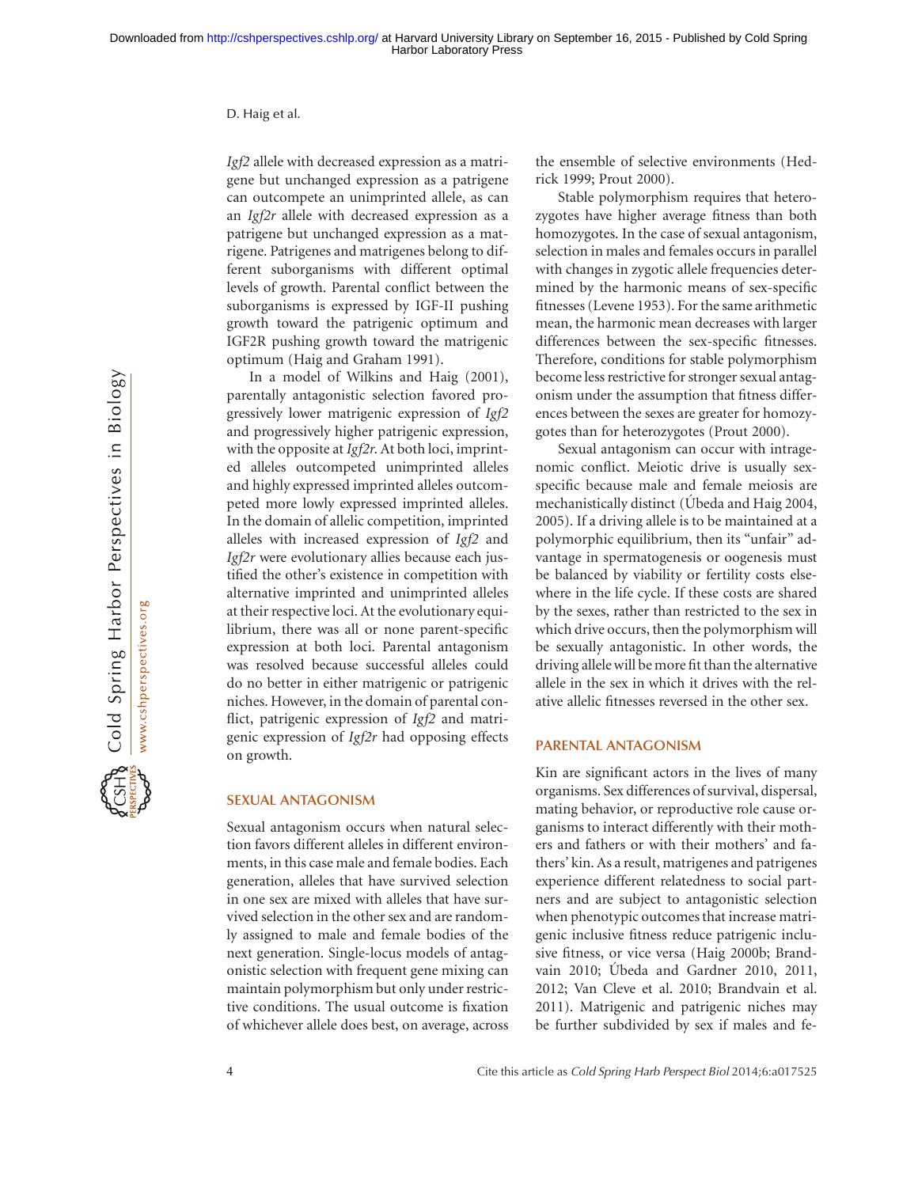*Igf2* allele with decreased expression as a matrigene but unchanged expression as a patrigene can outcompete an unimprinted allele, as can an *Igf2r* allele with decreased expression as a patrigene but unchanged expression as a matrigene. Patrigenes and matrigenes belong to different suborganisms with different optimal levels of growth. Parental conflict between the suborganisms is expressed by IGF-II pushing growth toward the patrigenic optimum and IGF2R pushing growth toward the matrigenic optimum (Haig and Graham 1991).

In a model of Wilkins and Haig (2001), parentally antagonistic selection favored progressively lower matrigenic expression of *Igf2* and progressively higher patrigenic expression, with the opposite at *Igf2r*. At both loci, imprinted alleles outcompeted unimprinted alleles and highly expressed imprinted alleles outcompeted more lowly expressed imprinted alleles. In the domain of allelic competition, imprinted alleles with increased expression of *Igf2* and *Igf2r* were evolutionary allies because each justified the other's existence in competition with alternative imprinted and unimprinted alleles at their respective loci. At the evolutionary equilibrium, there was all or none parent-specific expression at both loci. Parental antagonism was resolved because successful alleles could do no better in either matrigenic or patrigenic niches. However, in the domain of parental conflict, patrigenic expression of *Igf2* and matrigenic expression of *Igf2r* had opposing effects on growth.

## SEXUAL ANTAGONISM

Sexual antagonism occurs when natural selection favors different alleles in different environments, in this case male and female bodies. Each generation, alleles that have survived selection in one sex are mixed with alleles that have survived selection in the other sex and are randomly assigned to male and female bodies of the next generation. Single-locus models of antagonistic selection with frequent gene mixing can maintain polymorphism but only under restrictive conditions. The usual outcome is fixation of whichever allele does best, on average, across the ensemble of selective environments (Hedrick 1999; Prout 2000).

Stable polymorphism requires that heterozygotes have higher average fitness than both homozygotes. In the case of sexual antagonism, selection in males and females occurs in parallel with changes in zygotic allele frequencies determined by the harmonic means of sex-specific fitnesses (Levene 1953). For the same arithmetic mean, the harmonic mean decreases with larger differences between the sex-specific fitnesses. Therefore, conditions for stable polymorphism become less restrictive for stronger sexual antagonism under the assumption that fitness differences between the sexes are greater for homozygotes than for heterozygotes (Prout 2000).

Sexual antagonism can occur with intragenomic conflict. Meiotic drive is usually sex-specific because male and female meiosis are mechanistically distinct (Úbeda and Haig 2004, 2005). If a driving allele is to be maintained at a polymorphic equilibrium, then its "unfair" advantage in spermatogenesis or oogenesis must be balanced by viability or fertility costs elsewhere in the life cycle. If these costs are shared by the sexes, rather than restricted to the sex in which drive occurs, then the polymorphism will be sexually antagonistic. In other words, the driving allele will be more fit than the alternative allele in the sex in which it drives with the relative allelic fitnesses reversed in the other sex.

## PARENTAL ANTAGONISM

Kin are significant actors in the lives of many organisms. Sex differences of survival, dispersal, mating behavior, or reproductive role cause organisms to interact differently with their mothers and fathers or with their mothers' and fathers' kin. As a result, matrigenes and patrigenes experience different relatedness to social partners and are subject to antagonistic selection when phenotypic outcomes that increase matrigenic inclusive fitness reduce patrigenic inclusive fitness, or vice versa (Haig 2000b; Brandvain 2010; Úbeda and Gardner 2010, 2011, 2012; Van Cleve et al. 2010; Brandvain et al. 2011). Matrigenic and patrigenic niches may be further subdivided by sex if males and fe-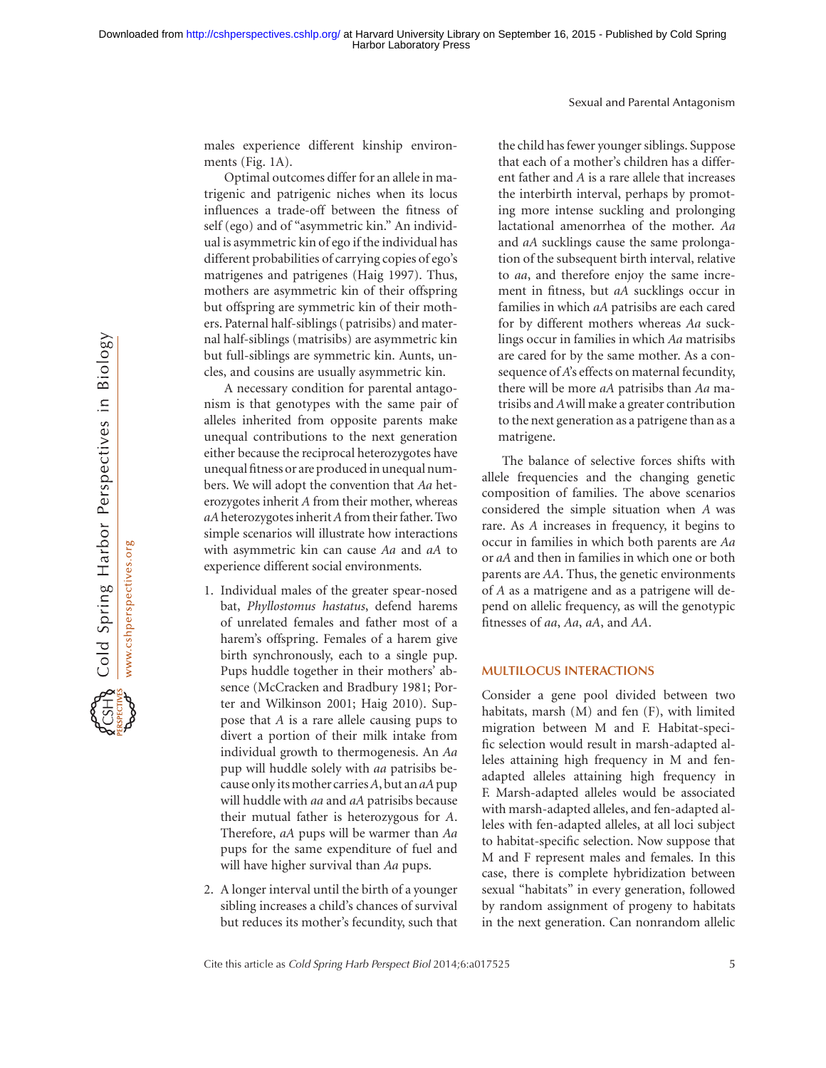males experience different kinship environments (Fig. 1A).

Optimal outcomes differ for an allele in matrigenic and patrigenic niches when its locus influences a trade-off between the fitness of self (ego) and of "asymmetric kin." An individual is asymmetric kin of ego if the individual has different probabilities of carrying copies of ego's matrigenes and patrigenes (Haig 1997). Thus, mothers are asymmetric kin of their offspring but offspring are symmetric kin of their mothers. Paternal half-siblings (patrisibs) and maternal half-siblings (matrisibs) are asymmetric kin but full-siblings are symmetric kin. Aunts, uncles, and cousins are usually asymmetric kin.

A necessary condition for parental antagonism is that genotypes with the same pair of alleles inherited from opposite parents make unequal contributions to the next generation either because the reciprocal heterozygotes have unequal fitness or are produced in unequal numbers. We will adopt the convention that *Aa* heterozygotes inherit *A* from their mother, whereas *aA* heterozygotes inherit *A* from their father. Two simple scenarios will illustrate how interactions with asymmetric kin can cause *Aa* and *aA* to experience different social environments.

1. Individual males of the greater spear-nosed bat, *Phyllostomus hastatus*, defend harems of unrelated females and father most of a harem's offspring. Females of a harem give birth synchronously, each to a single pup. Pups huddle together in their mothers' absence (McCracken and Bradbury 1981; Porter and Wilkinson 2001; Haig 2010). Suppose that *A* is a rare allele causing pups to divert a portion of their milk intake from individual growth to thermogenesis. An *Aa* pup will huddle solely with *aa* patrisibs because only its mother carries *A*, but an *aA* pup will huddle with *aa* and *aA* patrisibs because their mutual father is heterozygous for *A*. Therefore, *aA* pups will be warmer than *Aa* pups for the same expenditure of fuel and will have higher survival than *Aa* pups.
2. A longer interval until the birth of a younger sibling increases a child's chances of survival but reduces its mother's fecundity, such that the child has fewer younger siblings. Suppose that each of a mother's children has a different father and *A* is a rare allele that increases the interbirth interval, perhaps by promoting more intense suckling and prolonging lactational amenorrhea of the mother. *Aa* and *aA* sucklings cause the same prolongation of the subsequent birth interval, relative to *aa*, and therefore enjoy the same increment in fitness, but *aA* sucklings occur in families in which *aA* patrisibs are each cared for by different mothers whereas *Aa* sucklings occur in families in which *Aa* matrisibs are cared for by the same mother. As a consequence of *A*'s effects on maternal fecundity, there will be more *aA* patrisibs than *Aa* matrisibs and *A* will make a greater contribution to the next generation as a patrigene than as a matrigene.

The balance of selective forces shifts with allele frequencies and the changing genetic composition of families. The above scenarios considered the simple situation when *A* was rare. As *A* increases in frequency, it begins to occur in families in which both parents are *Aa* or *aA* and then in families in which one or both parents are *AA*. Thus, the genetic environments of *A* as a matrigene and as a patrigene will depend on allelic frequency, as will the genotypic fitnesses of *aa*, *Aa*, *aA*, and *AA*.

## MULTILOCUS INTERACTIONS

Consider a gene pool divided between two habitats, marsh (M) and fen (F), with limited migration between M and F. Habitat-specific selection would result in marsh-adapted alleles attaining high frequency in M and fen-adapted alleles attaining high frequency in F. Marsh-adapted alleles would be associated with marsh-adapted alleles, and fen-adapted alleles with fen-adapted alleles, at all loci subject to habitat-specific selection. Now suppose that M and F represent males and females. In this case, there is complete hybridization between sexual "habitats" in every generation, followed by random assignment of progeny to habitats in the next generation. Can nonrandom allelic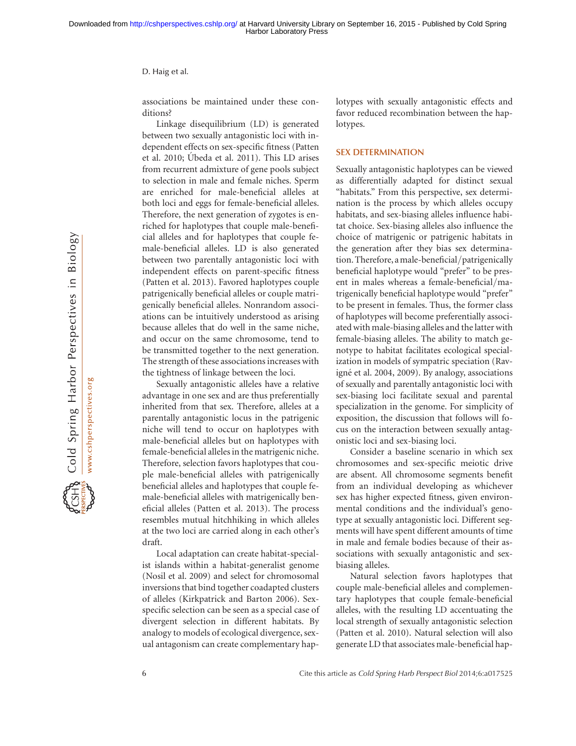associations be maintained under these conditions?

Linkage disequilibrium (LD) is generated between two sexually antagonistic loci with independent effects on sex-specific fitness (Patten et al. 2010; Úbeda et al. 2011). This LD arises from recurrent admixture of gene pools subject to selection in male and female niches. Sperm are enriched for male-beneficial alleles at both loci and eggs for female-beneficial alleles. Therefore, the next generation of zygotes is enriched for haplotypes that couple male-beneficial alleles and for haplotypes that couple female-beneficial alleles. LD is also generated between two parentally antagonistic loci with independent effects on parent-specific fitness (Patten et al. 2013). Favored haplotypes couple patrigenically beneficial alleles or couple matrigenically beneficial alleles. Nonrandom associations can be intuitively understood as arising because alleles that do well in the same niche, and occur on the same chromosome, tend to be transmitted together to the next generation. The strength of these associations increases with the tightness of linkage between the loci.

Sexually antagonistic alleles have a relative advantage in one sex and are thus preferentially inherited from that sex. Therefore, alleles at a parentally antagonistic locus in the patrigenic niche will tend to occur on haplotypes with male-beneficial alleles but on haplotypes with female-beneficial alleles in the matrigenic niche. Therefore, selection favors haplotypes that couple male-beneficial alleles with patrigenically beneficial alleles and haplotypes that couple female-beneficial alleles with matrigenically beneficial alleles (Patten et al. 2013). The process resembles mutual hitchhiking in which alleles at the two loci are carried along in each other's draft.

Local adaptation can create habitat-specialist islands within a habitat-generalist genome (Nosil et al. 2009) and select for chromosomal inversions that bind together coadapted clusters of alleles (Kirkpatrick and Barton 2006). Sex-specific selection can be seen as a special case of divergent selection in different habitats. By analogy to models of ecological divergence, sexual antagonism can create complementary haplotypes with sexually antagonistic effects and favor reduced recombination between the haplotypes.

## SEX DETERMINATION

Sexually antagonistic haplotypes can be viewed as differentially adapted for distinct sexual "habitats." From this perspective, sex determination is the process by which alleles occupy habitats, and sex-biasing alleles influence habitat choice. Sex-biasing alleles also influence the choice of matrigenic or patrigenic habitats in the generation after they bias sex determination. Therefore, a male-beneficial/patrigenically beneficial haplotype would "prefer" to be present in males whereas a female-beneficial/matrigenically beneficial haplotype would "prefer" to be present in females. Thus, the former class of haplotypes will become preferentially associated with male-biasing alleles and the latter with female-biasing alleles. The ability to match genotype to habitat facilitates ecological specialization in models of sympatric speciation (Ravigné et al. 2004, 2009). By analogy, associations of sexually and parentally antagonistic loci with sex-biasing loci facilitate sexual and parental specialization in the genome. For simplicity of exposition, the discussion that follows will focus on the interaction between sexually antagonistic loci and sex-biasing loci.

Consider a baseline scenario in which sex chromosomes and sex-specific meiotic drive are absent. All chromosome segments benefit from an individual developing as whichever sex has higher expected fitness, given environmental conditions and the individual's genotype at sexually antagonistic loci. Different segments will have spent different amounts of time in male and female bodies because of their associations with sexually antagonistic and sex-biasing alleles.

Natural selection favors haplotypes that couple male-beneficial alleles and complementary haplotypes that couple female-beneficial alleles, with the resulting LD accentuating the local strength of sexually antagonistic selection (Patten et al. 2010). Natural selection will also generate LD that associates male-beneficial hap-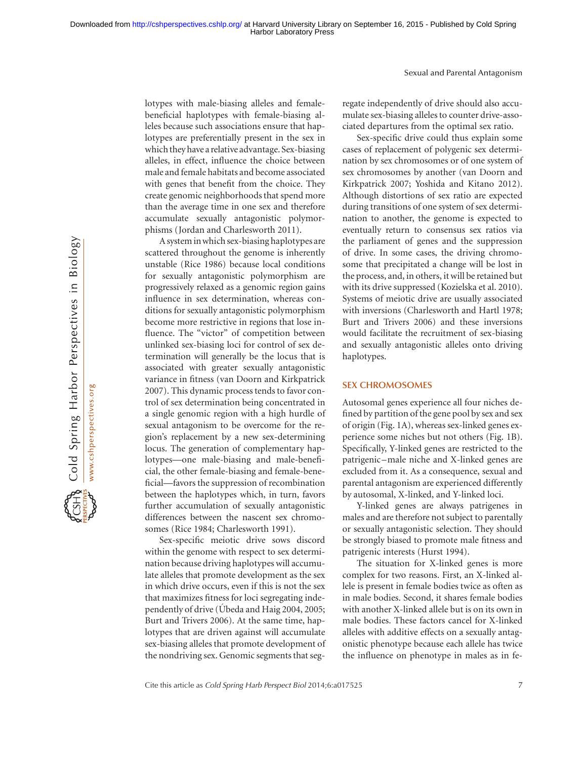lotypes with male-biasing alleles and female-beneficial haplotypes with female-biasing alleles because such associations ensure that haplotypes are preferentially present in the sex in which they have a relative advantage. Sex-biasing alleles, in effect, influence the choice between male and female habitats and become associated with genes that benefit from the choice. They create genomic neighborhoods that spend more than the average time in one sex and therefore accumulate sexually antagonistic polymorphisms (Jordan and Charlesworth 2011).

A system in which sex-biasing haplotypes are scattered throughout the genome is inherently unstable (Rice 1986) because local conditions for sexually antagonistic polymorphism are progressively relaxed as a genomic region gains influence in sex determination, whereas conditions for sexually antagonistic polymorphism become more restrictive in regions that lose influence. The "victor" of competition between unlinked sex-biasing loci for control of sex determination will generally be the locus that is associated with greater sexually antagonistic variance in fitness (van Doorn and Kirkpatrick 2007). This dynamic process tends to favor control of sex determination being concentrated in a single genomic region with a high hurdle of sexual antagonism to be overcome for the region's replacement by a new sex-determining locus. The generation of complementary haplotypes—one male-biasing and male-beneficial, the other female-biasing and female-beneficial—favors the suppression of recombination between the haplotypes which, in turn, favors further accumulation of sexually antagonistic differences between the nascent sex chromosomes (Rice 1984; Charlesworth 1991).

Sex-specific meiotic drive sows discord within the genome with respect to sex determination because driving haplotypes will accumulate alleles that promote development as the sex in which drive occurs, even if this is not the sex that maximizes fitness for loci segregating independently of drive (Úbeda and Haig 2004, 2005; Burt and Trivers 2006). At the same time, haplotypes that are driven against will accumulate sex-biasing alleles that promote development of the nondriving sex. Genomic segments that segregate independently of drive should also accumulate sex-biasing alleles to counter drive-associated departures from the optimal sex ratio.

Sex-specific drive could thus explain some cases of replacement of polygenic sex determination by sex chromosomes or of one system of sex chromosomes by another (van Doorn and Kirkpatrick 2007; Yoshida and Kitano 2012). Although distortions of sex ratio are expected during transitions of one system of sex determination to another, the genome is expected to eventually return to consensus sex ratios via the parliament of genes and the suppression of drive. In some cases, the driving chromosome that precipitated a change will be lost in the process, and, in others, it will be retained but with its drive suppressed (Kozielska et al. 2010). Systems of meiotic drive are usually associated with inversions (Charlesworth and Hartl 1978; Burt and Trivers 2006) and these inversions would facilitate the recruitment of sex-biasing and sexually antagonistic alleles onto driving haplotypes.

## SEX CHROMOSOMES

Autosomal genes experience all four niches defined by partition of the gene pool by sex and sex of origin (Fig. 1A), whereas sex-linked genes experience some niches but not others (Fig. 1B). Specifically, Y-linked genes are restricted to the patrigenic–male niche and X-linked genes are excluded from it. As a consequence, sexual and parental antagonism are experienced differently by autosomal, X-linked, and Y-linked loci.

Y-linked genes are always patrigenes in males and are therefore not subject to parentally or sexually antagonistic selection. They should be strongly biased to promote male fitness and patrigenic interests (Hurst 1994).

The situation for X-linked genes is more complex for two reasons. First, an X-linked allele is present in female bodies twice as often as in male bodies. Second, it shares female bodies with another X-linked allele but is on its own in male bodies. These factors cancel for X-linked alleles with additive effects on a sexually antagonistic phenotype because each allele has twice the influence on phenotype in males as in fe-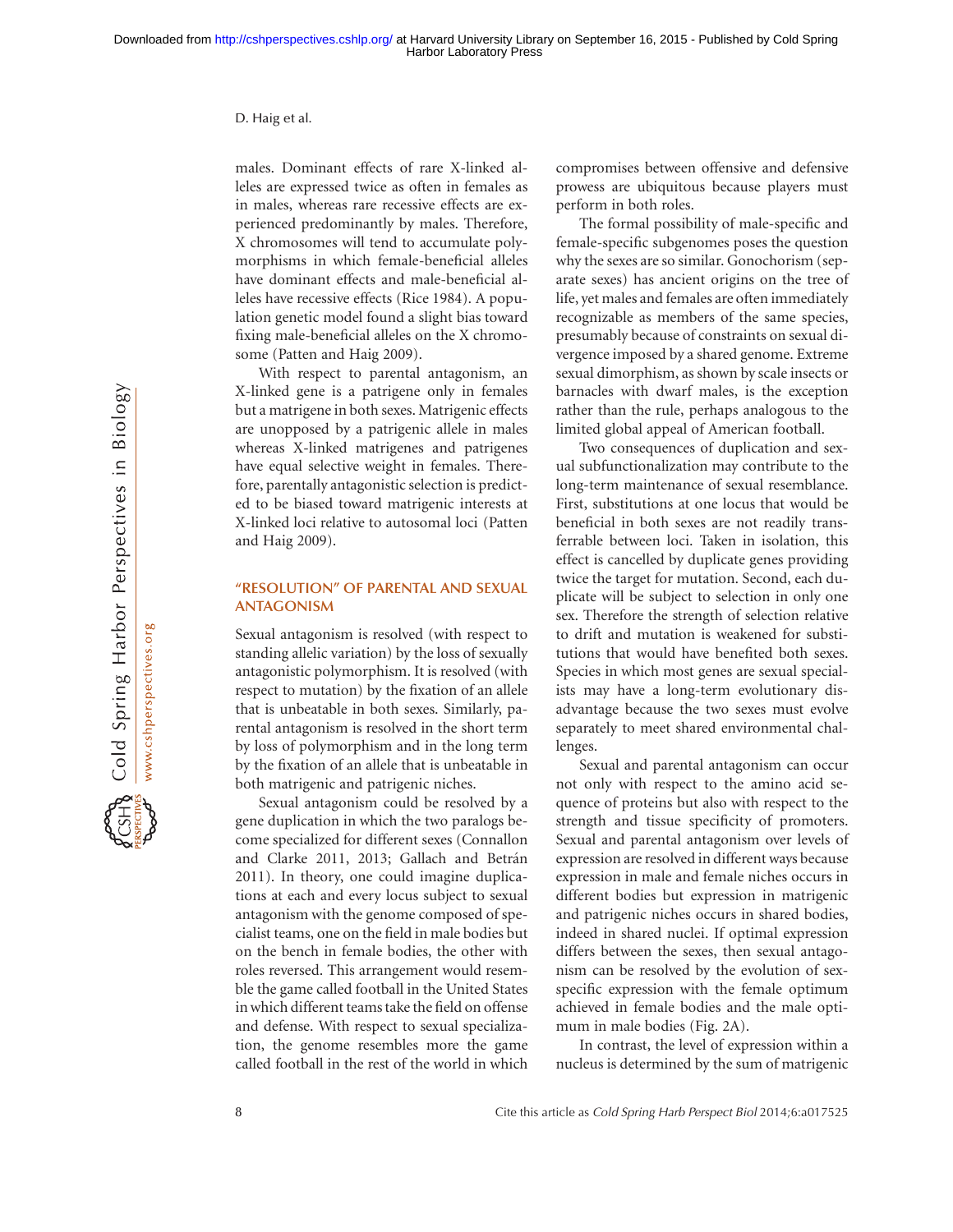males. Dominant effects of rare X-linked alleles are expressed twice as often in females as in males, whereas rare recessive effects are experienced predominantly by males. Therefore, X chromosomes will tend to accumulate polymorphisms in which female-beneficial alleles have dominant effects and male-beneficial alleles have recessive effects (Rice 1984). A population genetic model found a slight bias toward fixing male-beneficial alleles on the X chromosome (Patten and Haig 2009).

With respect to parental antagonism, an X-linked gene is a patrigene only in females but a matrigene in both sexes. Matrigenic effects are unopposed by a patrigenic allele in males whereas X-linked matrigenes and patrigenes have equal selective weight in females. Therefore, parentally antagonistic selection is predicted to be biased toward matrigenic interests at X-linked loci relative to autosomal loci (Patten and Haig 2009).

## "RESOLUTION" OF PARENTAL AND SEXUAL ANTAGONISM

Sexual antagonism is resolved (with respect to standing allelic variation) by the loss of sexually antagonistic polymorphism. It is resolved (with respect to mutation) by the fixation of an allele that is unbeatable in both sexes. Similarly, parental antagonism is resolved in the short term by loss of polymorphism and in the long term by the fixation of an allele that is unbeatable in both matrigenic and patrigenic niches.

Sexual antagonism could be resolved by a gene duplication in which the two paralogs become specialized for different sexes (Connallon and Clarke 2011, 2013; Gallach and Betrán 2011). In theory, one could imagine duplications at each and every locus subject to sexual antagonism with the genome composed of specialist teams, one on the field in male bodies but on the bench in female bodies, the other with roles reversed. This arrangement would resemble the game called football in the United States in which different teams take the field on offense and defense. With respect to sexual specialization, the genome resembles more the game called football in the rest of the world in which compromises between offensive and defensive prowess are ubiquitous because players must perform in both roles.

The formal possibility of male-specific and female-specific subgenomes poses the question why the sexes are so similar. Gonochorism (separate sexes) has ancient origins on the tree of life, yet males and females are often immediately recognizable as members of the same species, presumably because of constraints on sexual divergence imposed by a shared genome. Extreme sexual dimorphism, as shown by scale insects or barnacles with dwarf males, is the exception rather than the rule, perhaps analogous to the limited global appeal of American football.

Two consequences of duplication and sexual subfunctionalization may contribute to the long-term maintenance of sexual resemblance. First, substitutions at one locus that would be beneficial in both sexes are not readily transferrable between loci. Taken in isolation, this effect is cancelled by duplicate genes providing twice the target for mutation. Second, each duplicate will be subject to selection in only one sex. Therefore the strength of selection relative to drift and mutation is weakened for substitutions that would have benefited both sexes. Species in which most genes are sexual specialists may have a long-term evolutionary disadvantage because the two sexes must evolve separately to meet shared environmental challenges.

Sexual and parental antagonism can occur not only with respect to the amino acid sequence of proteins but also with respect to the strength and tissue specificity of promoters. Sexual and parental antagonism over levels of expression are resolved in different ways because expression in male and female niches occurs in different bodies but expression in matrigenic and patrigenic niches occurs in shared bodies, indeed in shared nuclei. If optimal expression differs between the sexes, then sexual antagonism can be resolved by the evolution of sex-specific expression with the female optimum achieved in female bodies and the male optimum in male bodies (Fig. 2A).

In contrast, the level of expression within a nucleus is determined by the sum of matrigenic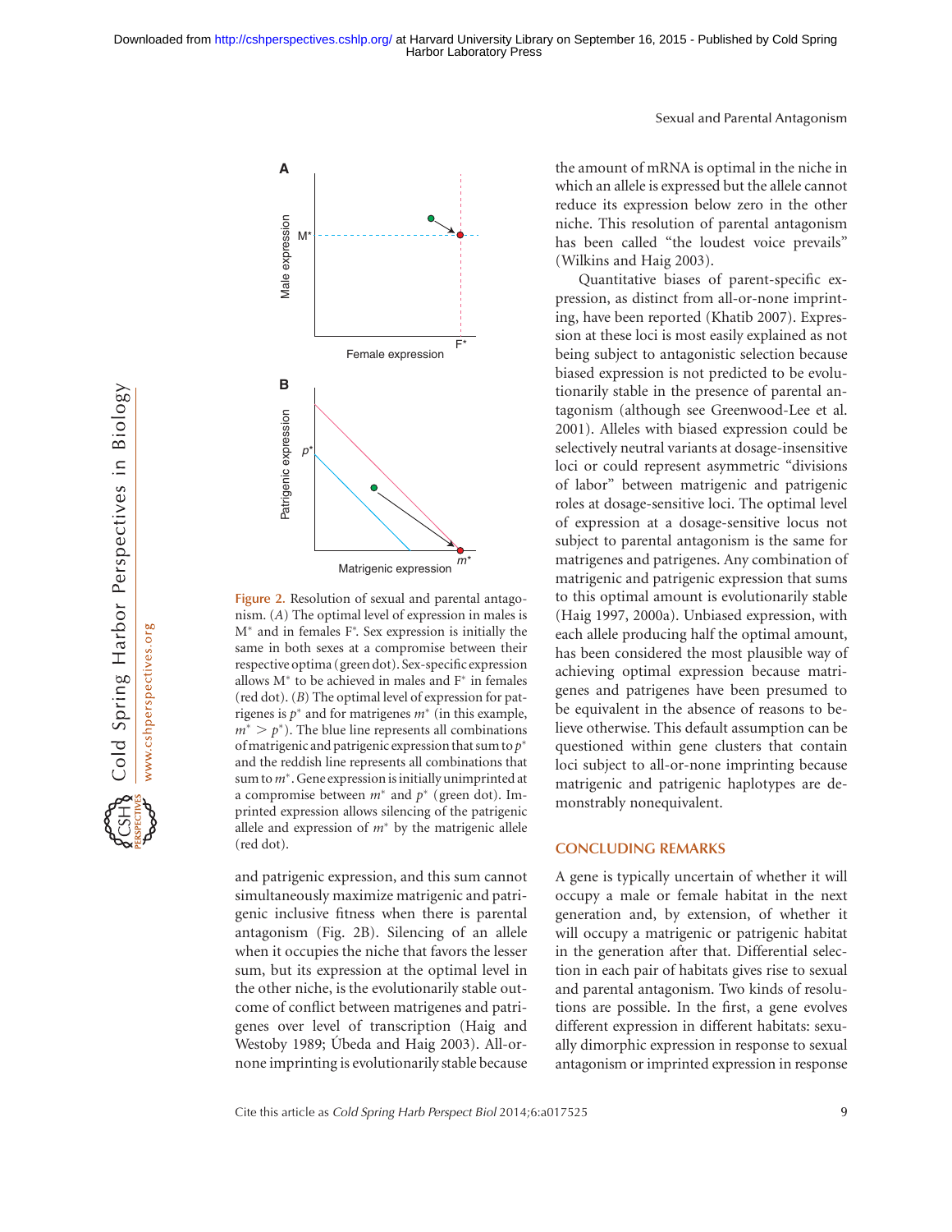Figure 2. Resolution of sexual and parental antagonism. (*A*) The optimal level of expression in males is $M^*$ and in females $F^*$. Sex expression is initially the same in both sexes at a compromise between their respective optima (green dot). Sex-specific expression allows $M^*$ to be achieved in males and $F^*$ in females (red dot). (*B*) The optimal level of expression for patrigenes is $p^*$ and for matrigenes $m^*$ (in this example, $m^* > p^*$). The blue line represents all combinations of matrigenic and patrigenic expression that sum to $p^*$ and the reddish line represents all combinations that sum to $m^*$. Gene expression is initially unimprinted at a compromise between $m^*$ and $p^*$ (green dot). Imprinted expression allows silencing of the patrigenic allele and expression of $m^*$ by the matrigenic allele (red dot).

and patrigenic expression, and this sum cannot simultaneously maximize matrigenic and patrigenic inclusive fitness when there is parental antagonism (Fig. 2B). Silencing of an allele when it occupies the niche that favors the lesser sum, but its expression at the optimal level in the other niche, is the evolutionarily stable outcome of conflict between matrigenes and patrigenes over level of transcription (Haig and Westoby 1989; Úbeda and Haig 2003). All-or-none imprinting is evolutionarily stable because the amount of mRNA is optimal in the niche in which an allele is expressed but the allele cannot reduce its expression below zero in the other niche. This resolution of parental antagonism has been called "the loudest voice prevails" (Wilkins and Haig 2003).

Quantitative biases of parent-specific expression, as distinct from all-or-none imprinting, have been reported (Khatib 2007). Expression at these loci is most easily explained as not being subject to antagonistic selection because biased expression is not predicted to be evolutionarily stable in the presence of parental antagonism (although see Greenwood-Lee et al. 2001). Alleles with biased expression could be selectively neutral variants at dosage-insensitive loci or could represent asymmetric "divisions of labor" between matrigenic and patrigenic roles at dosage-sensitive loci. The optimal level of expression at a dosage-sensitive locus not subject to parental antagonism is the same for matrigenes and patrigenes. Any combination of matrigenic and patrigenic expression that sums to this optimal amount is evolutionarily stable (Haig 1997, 2000a). Unbiased expression, with each allele producing half the optimal amount, has been considered the most plausible way of achieving optimal expression because matrigenes and patrigenes have been presumed to be equivalent in the absence of reasons to believe otherwise. This default assumption can be questioned within gene clusters that contain loci subject to all-or-none imprinting because matrigenic and patrigenic haplotypes are demonstrably nonequivalent.

## CONCLUDING REMARKS

A gene is typically uncertain of whether it will occupy a male or female habitat in the next generation and, by extension, of whether it will occupy a matrigenic or patrigenic habitat in the generation after that. Differential selection in each pair of habitats gives rise to sexual and parental antagonism. Two kinds of resolutions are possible. In the first, a gene evolves different expression in different habitats: sexually dimorphic expression in response to sexual antagonism or imprinted expression in response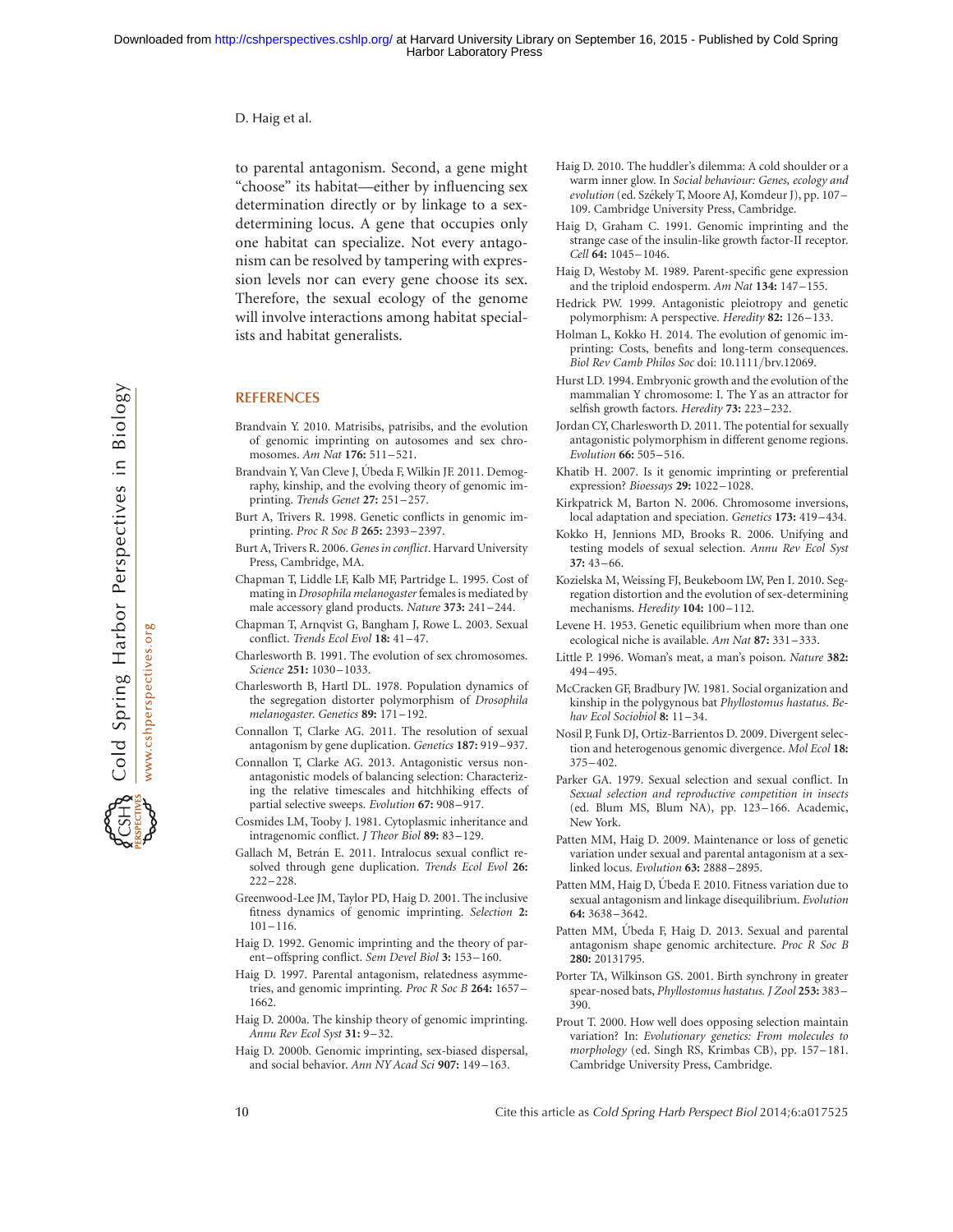to parental antagonism. Second, a gene might "choose" its habitat—either by influencing sex determination directly or by linkage to a sex-determining locus. A gene that occupies only one habitat can specialize. Not every antagonism can be resolved by tampering with expression levels nor can every gene choose its sex. Therefore, the sexual ecology of the genome will involve interactions among habitat specialists and habitat generalists.

## REFERENCES

Brandvain Y. 2010. Matrisibs, patrisibs, and the evolution of genomic imprinting on autosomes and sex chromosomes. *Am Nat* **176:** 511–521.

Brandvain Y, Van Cleve J, Úbeda F, Wilkin JF. 2011. Demography, kinship, and the evolving theory of genomic imprinting. *Trends Genet* **27:** 251–257.

Burt A, Trivers R. 1998. Genetic conflicts in genomic imprinting. *Proc R Soc B* **265:** 2393–2397.

Burt A, Trivers R. 2006. *Genes in conflict*. Harvard University Press, Cambridge, MA.

Chapman T, Liddle LF, Kalb MF, Partridge L. 1995. Cost of mating in *Drosophila melanogaster* females is mediated by male accessory gland products. *Nature* **373:** 241–244.

Chapman T, Arnqvist G, Bangham J, Rowe L. 2003. Sexual conflict. *Trends Ecol Evol* **18:** 41–47.

Charlesworth B. 1991. The evolution of sex chromosomes. *Science* **251:** 1030–1033.

Charlesworth B, Hartl DL. 1978. Population dynamics of the segregation distorter polymorphism of *Drosophila melanogaster*. *Genetics* **89:** 171–192.

Connallon T, Clarke AG. 2011. The resolution of sexual antagonism by gene duplication. *Genetics* **187:** 919–937.

Connallon T, Clarke AG. 2013. Antagonistic versus non-antagonistic models of balancing selection: Characterizing the relative timescales and hitchhiking effects of partial selective sweeps. *Evolution* **67:** 908–917.

Cosmides LM, Tooby J. 1981. Cytoplasmic inheritance and intragenomic conflict. *J Theor Biol* **89:** 83–129.

Gallach M, Betrán E. 2011. Intralocus sexual conflict resolved through gene duplication. *Trends Ecol Evol* **26:** 222–228.

Greenwood-Lee JM, Taylor PD, Haig D. 2001. The inclusive fitness dynamics of genomic imprinting. *Selection* **2:** 101–116.

Haig D. 1992. Genomic imprinting and the theory of parent–offspring conflict. *Sem Devel Biol* **3:** 153–160.

Haig D. 1997. Parental antagonism, relatedness asymmetries, and genomic imprinting. *Proc R Soc B* **264:** 1657–1662.

Haig D. 2000a. The kinship theory of genomic imprinting. *Annu Rev Ecol Syst* **31:** 9–32.

Haig D. 2000b. Genomic imprinting, sex-biased dispersal, and social behavior. *Ann NY Acad Sci* **907:** 149–163.

Haig D. 2010. The huddler's dilemma: A cold shoulder or a warm inner glow. In *Social behaviour: Genes, ecology and evolution* (ed. Székely T, Moore AJ, Komdeur J), pp. 107–109. Cambridge University Press, Cambridge.

Haig D, Graham C. 1991. Genomic imprinting and the strange case of the insulin-like growth factor-II receptor. *Cell* **64:** 1045–1046.

Haig D, Westoby M. 1989. Parent-specific gene expression and the triploid endosperm. *Am Nat* **134:** 147–155.

Hedrick PW. 1999. Antagonistic pleiotropy and genetic polymorphism: A perspective. *Heredity* **82:** 126–133.

Holman L, Kokko H. 2014. The evolution of genomic imprinting: Costs, benefits and long-term consequences. *Biol Rev Camb Philos Soc* doi: 10.1111/brv.12069.

Hurst LD. 1994. Embryonic growth and the evolution of the mammalian Y chromosome: I. The Y as an attractor for selfish growth factors. *Heredity* **73:** 223–232.

Jordan CY, Charlesworth D. 2011. The potential for sexually antagonistic polymorphism in different genome regions. *Evolution* **66:** 505–516.

Khatib H. 2007. Is it genomic imprinting or preferential expression? *Bioessays* **29:** 1022–1028.

Kirkpatrick M, Barton N. 2006. Chromosome inversions, local adaptation and speciation. *Genetics* **173:** 419–434.

Kokko H, Jennions MD, Brooks R. 2006. Unifying and testing models of sexual selection. *Annu Rev Ecol Syst* **37:** 43–66.

Kozielska M, Weissing FJ, Beukeboom LW, Pen I. 2010. Segregation distortion and the evolution of sex-determining mechanisms. *Heredity* **104:** 100–112.

Levene H. 1953. Genetic equilibrium when more than one ecological niche is available. *Am Nat* **87:** 331–333.

Little P. 1996. Woman's meat, a man's poison. *Nature* **382:** 494–495.

McCracken GF, Bradbury JW. 1981. Social organization and kinship in the polygynous bat *Phyllostomus hastatus*. *Behav Ecol Sociobiol* **8:** 11–34.

Nosil P, Funk DJ, Ortiz-Barrientos D. 2009. Divergent selection and heterogenous genomic divergence. *Mol Ecol* **18:** 375–402.

Parker GA. 1979. Sexual selection and sexual conflict. In *Sexual selection and reproductive competition in insects* (ed. Blum MS, Blum NA), pp. 123–166. Academic, New York.

Patten MM, Haig D. 2009. Maintenance or loss of genetic variation under sexual and parental antagonism at a sex-linked locus. *Evolution* **63:** 2888–2895.

Patten MM, Haig D, Úbeda F. 2010. Fitness variation due to sexual antagonism and linkage disequilibrium. *Evolution* **64:** 3638–3642.

Patten MM, Úbeda F, Haig D. 2013. Sexual and parental antagonism shape genomic architecture. *Proc R Soc B* **280:** 20131795.

Porter TA, Wilkinson GS. 2001. Birth synchrony in greater spear-nosed bats, *Phyllostomus hastatus*. *J Zool* **253:** 383–390.

Prout T. 2000. How well does opposing selection maintain variation? In: *Evolutionary genetics: From molecules to morphology* (ed. Singh RS, Krimbas CB), pp. 157–181. Cambridge University Press, Cambridge.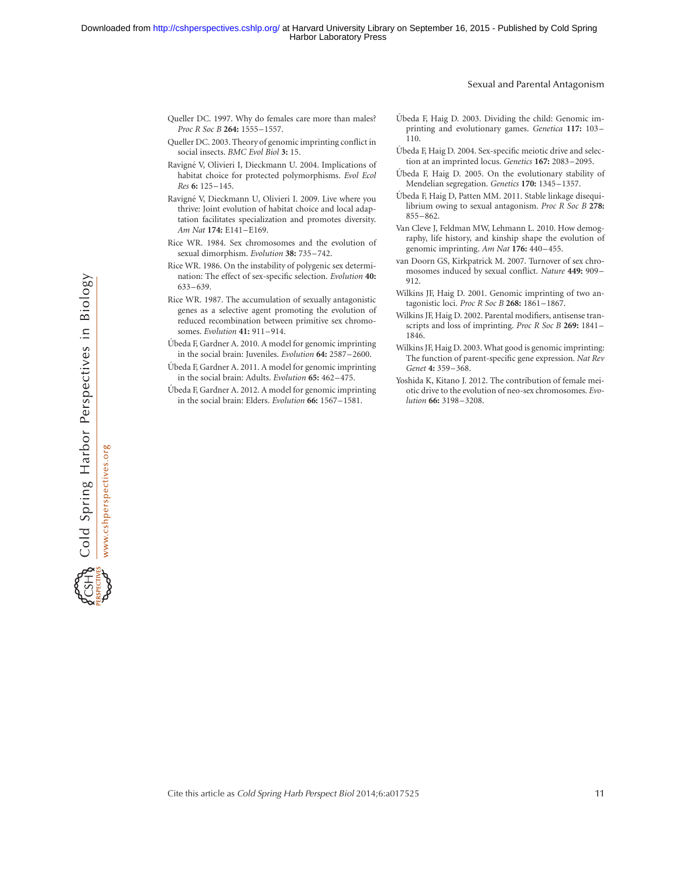Queller DC. 1997. Why do females care more than males? *Proc R Soc B* **264:** 1555–1557.

Queller DC. 2003. Theory of genomic imprinting conflict in social insects. *BMC Evol Biol* **3:** 15.

Ravigné V, Olivieri I, Dieckmann U. 2004. Implications of habitat choice for protected polymorphisms. *Evol Ecol Res* **6:** 125–145.

Ravigné V, Dieckmann U, Olivieri I. 2009. Live where you thrive: Joint evolution of habitat choice and local adaptation facilitates specialization and promotes diversity. *Am Nat* **174:** E141–E169.

Rice WR. 1984. Sex chromosomes and the evolution of sexual dimorphism. *Evolution* **38:** 735–742.

Rice WR. 1986. On the instability of polygenic sex determination: The effect of sex-specific selection. *Evolution* **40:** 633–639.

Rice WR. 1987. The accumulation of sexually antagonistic genes as a selective agent promoting the evolution of reduced recombination between primitive sex chromosomes. *Evolution* **41:** 911–914.

Úbeda F, Gardner A. 2010. A model for genomic imprinting in the social brain: Juveniles. *Evolution* **64:** 2587–2600.

Úbeda F, Gardner A. 2011. A model for genomic imprinting in the social brain: Adults. *Evolution* **65:** 462–475.

Úbeda F, Gardner A. 2012. A model for genomic imprinting in the social brain: Elders. *Evolution* **66:** 1567–1581.

Úbeda F, Haig D. 2003. Dividing the child: Genomic imprinting and evolutionary games. *Genetica* **117:** 103–110.

Úbeda F, Haig D. 2004. Sex-specific meiotic drive and selection at an imprinted locus. *Genetics* **167:** 2083–2095.

Úbeda F, Haig D. 2005. On the evolutionary stability of Mendelian segregation. *Genetics* **170:** 1345–1357.

Úbeda F, Haig D, Patten MM. 2011. Stable linkage disequilibrium owing to sexual antagonism. *Proc R Soc B* **278:** 855–862.

Van Cleve J, Feldman MW, Lehmann L. 2010. How demography, life history, and kinship shape the evolution of genomic imprinting. *Am Nat* **176:** 440–455.

van Doorn GS, Kirkpatrick M. 2007. Turnover of sex chromosomes induced by sexual conflict. *Nature* **449:** 909–912.

Wilkins JF, Haig D. 2001. Genomic imprinting of two antagonistic loci. *Proc R Soc B* **268:** 1861–1867.

Wilkins JF, Haig D. 2002. Parental modifiers, antisense transcripts and loss of imprinting. *Proc R Soc B* **269:** 1841–1846.

Wilkins JF, Haig D. 2003. What good is genomic imprinting: The function of parent-specific gene expression. *Nat Rev Genet* **4:** 359–368.

Yoshida K, Kitano J. 2012. The contribution of female meiotic drive to the evolution of neo-sex chromosomes. *Evolution* **66:** 3198–3208.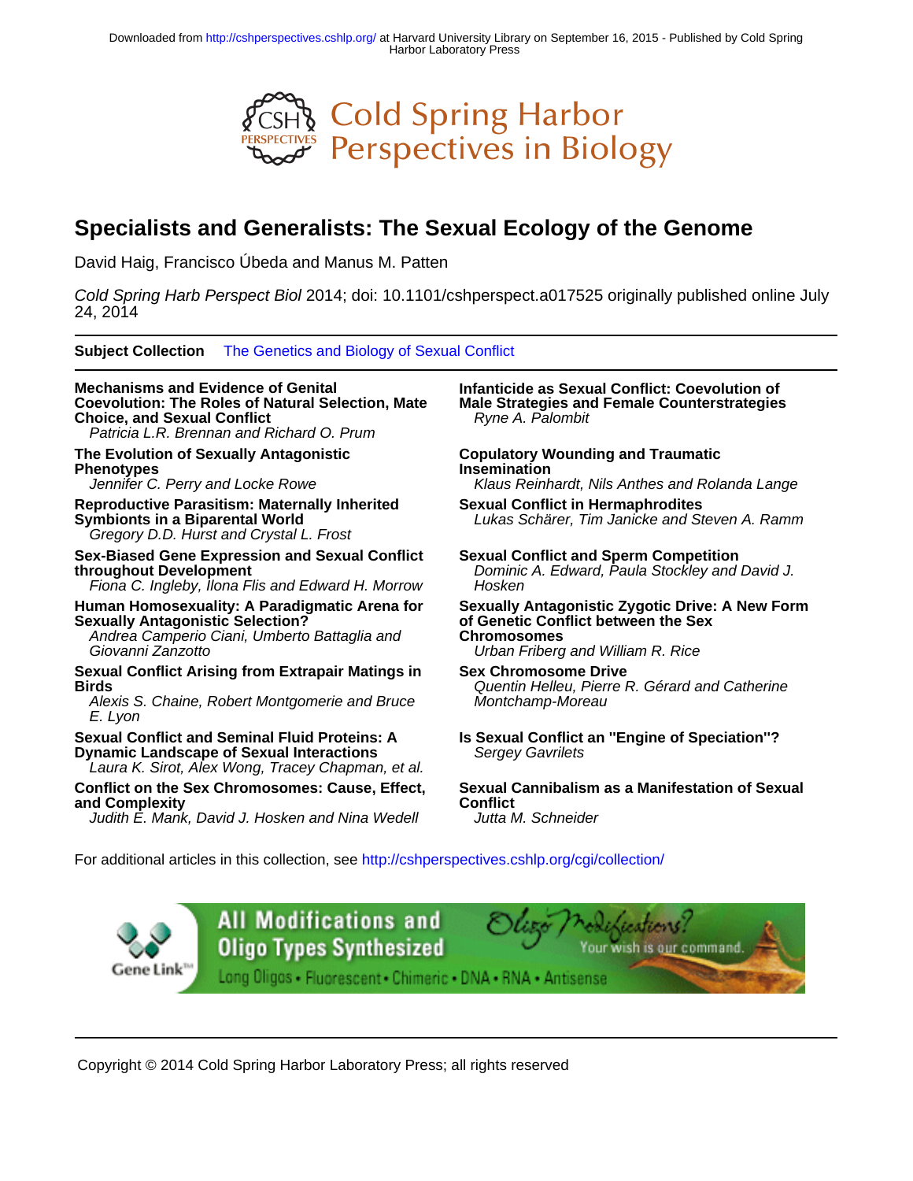Downloaded from http://cshperspectives.cshlp.org/ at Harvard University Library on September 16, 2015 - Published by Cold Spring Harbor Laboratory Press

# Specialists and Generalists: The Sexual Ecology of the Genome

David Haig, Francisco Úbeda and Manus M. Patten

*Cold Spring Harb Perspect Biol* 2014; doi: 10.1101/cshperspect.a017525 originally published online July 24, 2014

**Subject Collection** The Genetics and Biology of Sexual Conflict

**Mechanisms and Evidence of Genital Coevolution: The Roles of Natural Selection, Mate Choice, and Sexual Conflict**
*Patricia L.R. Brennan and Richard O. Prum*

**The Evolution of Sexually Antagonistic Phenotypes**
*Jennifer C. Perry and Locke Rowe*

**Reproductive Parasitism: Maternally Inherited Symbionts in a Biparental World**
*Gregory D.D. Hurst and Crystal L. Frost*

**Sex-Biased Gene Expression and Sexual Conflict throughout Development**
*Fiona C. Ingleby, Ilona Flis and Edward H. Morrow*

**Human Homosexuality: A Paradigmatic Arena for Sexually Antagonistic Selection?**
*Andrea Camperio Ciani, Umberto Battaglia and Giovanni Zanzotto*

**Sexual Conflict Arising from Extrapair Matings in Birds**
*Alexis S. Chaine, Robert Montgomerie and Bruce E. Lyon*

**Sexual Conflict and Seminal Fluid Proteins: A Dynamic Landscape of Sexual Interactions**
*Laura K. Sirot, Alex Wong, Tracey Chapman, et al.*

**Conflict on the Sex Chromosomes: Cause, Effect, and Complexity**
*Judith E. Mank, David J. Hosken and Nina Wedell*

**Infanticide as Sexual Conflict: Coevolution of Male Strategies and Female Counterstrategies**
*Ryne A. Palombit*

**Copulatory Wounding and Traumatic Insemination**
*Klaus Reinhardt, Nils Anthes and Rolanda Lange*

**Sexual Conflict in Hermaphrodites**
*Lukas Schärer, Tim Janicke and Steven A. Ramm*

**Sexual Conflict and Sperm Competition**
*Dominic A. Edward, Paula Stockley and David J. Hosken*

**Sexually Antagonistic Zygotic Drive: A New Form of Genetic Conflict between the Sex Chromosomes**
*Urban Friberg and William R. Rice*

**Sex Chromosome Drive**
*Quentin Helleu, Pierre R. Gérard and Catherine Montchamp-Moreau*

**Is Sexual Conflict an "Engine of Speciation"?**
*Sergey Gavrilets*

**Sexual Cannibalism as a Manifestation of Sexual Conflict**
*Jutta M. Schneider*

For additional articles in this collection, see http://cshperspectives.cshlp.org/cgi/collection/

Copyright © 2014 Cold Spring Harbor Laboratory Press; all rights reserved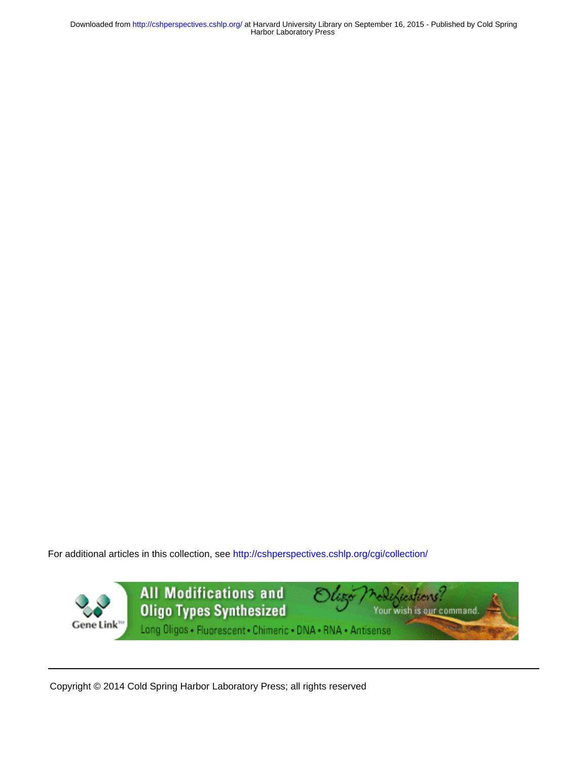For additional articles in this collection, see http://cshperspectives.cshlp.org/cgi/collection/

Copyright © 2014 Cold Spring Harbor Laboratory Press; all rights reserved